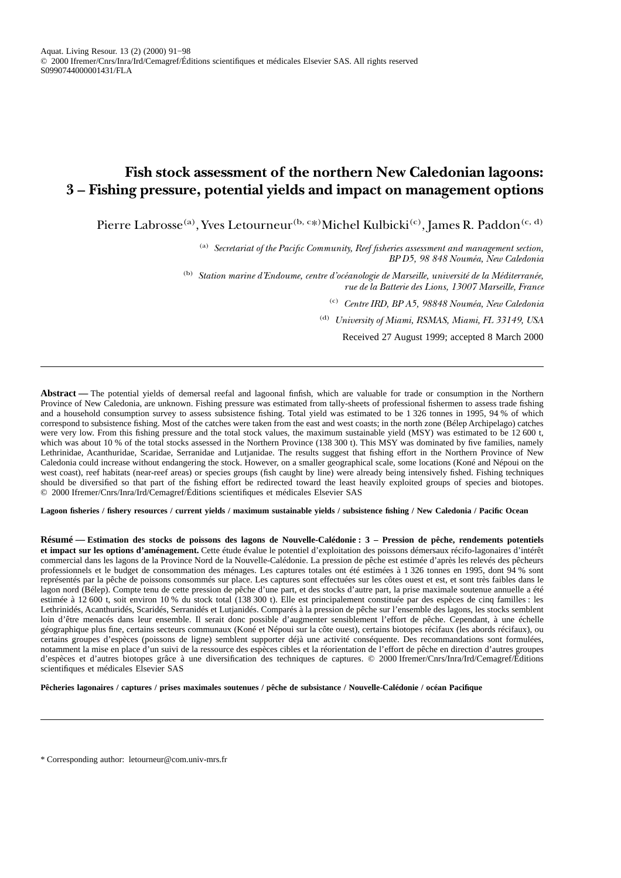# Fish stock assessment of the northern New Caledonian lagoons: 3 – Fishing pressure, potential yields and impact on management options

Pierre Labrosse[(a)], Yves Letourneur[(b, c*)] Michel Kulbicki[(c)], James R. Paddon[(c, d)]

[(a)] *Secretariat of the Pacific Community, Reef fisheries assessment and management section, BP D5, 98 848 Nouméa, New Caledonia*

[(b)] *Station marine d'Endoume, centre d'océanologie de Marseille, université de la Méditerranée, rue de la Batterie des Lions, 13007 Marseille, France*

[(c)] *Centre IRD, BP A5, 98848 Nouméa, New Caledonia*

[(d)] *University of Miami, RSMAS, Miami, FL 33149, USA*

Received 27 August 1999; accepted 8 March 2000

---

**Abstract —** The potential yields of demersal reefal and lagoonal finfish, which are valuable for trade or consumption in the Northern Province of New Caledonia, are unknown. Fishing pressure was estimated from tally-sheets of professional fishermen to assess trade fishing and a household consumption survey to assess subsistence fishing. Total yield was estimated to be 1 326 tonnes in 1995, 94 % of which correspond to subsistence fishing. Most of the catches were taken from the east and west coasts; in the north zone (Bélep Archipelago) catches were very low. From this fishing pressure and the total stock values, the maximum sustainable yield (MSY) was estimated to be 12 600 t, which was about 10 % of the total stocks assessed in the Northern Province (138 300 t). This MSY was dominated by five families, namely Lethrinidae, Acanthuridae, Scaridae, Serranidae and Lutjanidae. The results suggest that fishing effort in the Northern Province of New Caledonia could increase without endangering the stock. However, on a smaller geographical scale, some locations (Koné and Népoui on the west coast), reef habitats (near-reef areas) or species groups (fish caught by line) were already being intensively fished. Fishing techniques should be diversified so that part of the fishing effort be redirected toward the least heavily exploited groups of species and biotopes. © 2000 Ifremer/Cnrs/Inra/Ird/Cemagref/Éditions scientifiques et médicales Elsevier SAS

**Lagoon fisheries / fishery resources / current yields / maximum sustainable yields / subsistence fishing / New Caledonia / Pacific Ocean**

**Résumé — Estimation des stocks de poissons des lagons de Nouvelle-Calédonie : 3 – Pression de pêche, rendements potentiels et impact sur les options d'aménagement.** Cette étude évalue le potentiel d'exploitation des poissons démersaux récifo-lagonaires d'intérêt commercial dans les lagons de la Province Nord de la Nouvelle-Calédonie. La pression de pêche est estimée d'après les relevés des pêcheurs professionnels et le budget de consommation des ménages. Les captures totales ont été estimées à 1 326 tonnes en 1995, dont 94 % sont représentés par la pêche de poissons consommés sur place. Les captures sont effectuées sur les côtes ouest et est, et sont très faibles dans le lagon nord (Bélep). Compte tenu de cette pression de pêche d'une part, et des stocks d'autre part, la prise maximale soutenue annuelle a été estimée à 12 600 t, soit environ 10 % du stock total (138 300 t). Elle est principalement constituée par des espèces de cinq familles : les Lethrinidés, Acanthuridés, Scaridés, Serranidés et Lutjanidés. Comparés à la pression de pêche sur l'ensemble des lagons, les stocks semblent loin d'être menacés dans leur ensemble. Il serait donc possible d'augmenter sensiblement l'effort de pêche. Cependant, à une échelle géographique plus fine, certains secteurs communaux (Koné et Népoui sur la côte ouest), certains biotopes récifaux (les abords récifaux), ou certains groupes d'espèces (poissons de ligne) semblent supporter déjà une activité conséquente. Des recommandations sont formulées, notamment la mise en place d'un suivi de la ressource des espèces cibles et la réorientation de l'effort de pêche en direction d'autres groupes d'espèces et d'autres biotopes grâce à une diversification des techniques de captures. © 2000 Ifremer/Cnrs/Inra/Ird/Cemagref/Éditions scientifiques et médicales Elsevier SAS

**Pêcheries lagonaires / captures / prises maximales soutenues / pêche de subsistance / Nouvelle-Calédonie / océan Pacifique**

---

\* Corresponding author: letourneur@com.univ-mrs.fr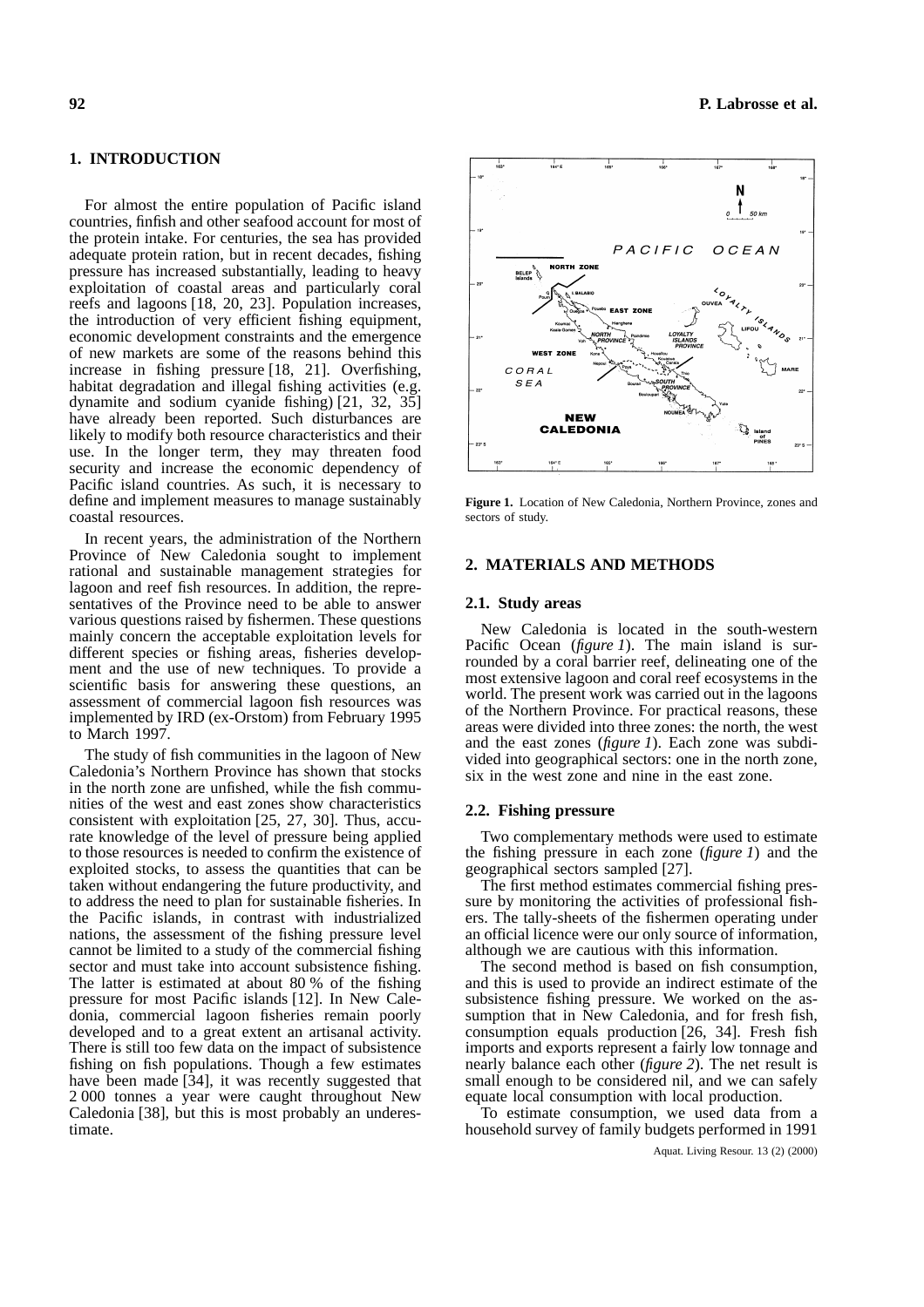## 1. INTRODUCTION

For almost the entire population of Pacific island countries, finfish and other seafood account for most of the protein intake. For centuries, the sea has provided adequate protein ration, but in recent decades, fishing pressure has increased substantially, leading to heavy exploitation of coastal areas and particularly coral reefs and lagoons [18, 20, 23]. Population increases, the introduction of very efficient fishing equipment, economic development constraints and the emergence of new markets are some of the reasons behind this increase in fishing pressure [18, 21]. Overfishing, habitat degradation and illegal fishing activities (e.g. dynamite and sodium cyanide fishing) [21, 32, 35] have already been reported. Such disturbances are likely to modify both resource characteristics and their use. In the longer term, they may threaten food security and increase the economic dependency of Pacific island countries. As such, it is necessary to define and implement measures to manage sustainably coastal resources.

In recent years, the administration of the Northern Province of New Caledonia sought to implement rational and sustainable management strategies for lagoon and reef fish resources. In addition, the representatives of the Province need to be able to answer various questions raised by fishermen. These questions mainly concern the acceptable exploitation levels for different species or fishing areas, fisheries development and the use of new techniques. To provide a scientific basis for answering these questions, an assessment of commercial lagoon fish resources was implemented by IRD (ex-Orstom) from February 1995 to March 1997.

The study of fish communities in the lagoon of New Caledonia's Northern Province has shown that stocks in the north zone are unfished, while the fish communities of the west and east zones show characteristics consistent with exploitation [25, 27, 30]. Thus, accurate knowledge of the level of pressure being applied to those resources is needed to confirm the existence of exploited stocks, to assess the quantities that can be taken without endangering the future productivity, and to address the need to plan for sustainable fisheries. In the Pacific islands, in contrast with industrialized nations, the assessment of the fishing pressure level cannot be limited to a study of the commercial fishing sector and must take into account subsistence fishing. The latter is estimated at about 80 % of the fishing pressure for most Pacific islands [12]. In New Caledonia, commercial lagoon fisheries remain poorly developed and to a great extent an artisanal activity. There is still too few data on the impact of subsistence fishing on fish populations. Though a few estimates have been made [34], it was recently suggested that 2 000 tonnes a year were caught throughout New Caledonia [38], but this is most probably an underestimate.

PACIFIC OCEAN

CORAL SEA

NEW CALEDONIA

NORTH ZONE

EAST ZONE

WEST ZONE

NORTH PROVINCE

SOUTH PROVINCE

LOYALTY ISLANDS PROVINCE

BELEP Islands

I. BALABIO

Poum

Ouégoa

Pouébo

Hienghène

Koumac

Kaala-Gomen

Voh

Ponérihouen

Koné

Houaïlou

Népoui

Poya

Kouaoua

Canala

Bourail

Thio

Boulouparis

NOUMEA

Yaté

OUVEA

LIFOU

MARE

Island of PINES

N

0 50 km

163° 164° E 165° 166° 167° 168°

18° 19° 20° 21° 22° 23° S

**Figure 1.** Location of New Caledonia, Northern Province, zones and sectors of study.

## 2. MATERIALS AND METHODS

### 2.1. Study areas

New Caledonia is located in the south-western Pacific Ocean (*figure 1*). The main island is surrounded by a coral barrier reef, delineating one of the most extensive lagoon and coral reef ecosystems in the world. The present work was carried out in the lagoons of the Northern Province. For practical reasons, these areas were divided into three zones: the north, the west and the east zones (*figure 1*). Each zone was subdivided into geographical sectors: one in the north zone, six in the west zone and nine in the east zone.

### 2.2. Fishing pressure

Two complementary methods were used to estimate the fishing pressure in each zone (*figure 1*) and the geographical sectors sampled [27].

The first method estimates commercial fishing pressure by monitoring the activities of professional fishers. The tally-sheets of the fishermen operating under an official licence were our only source of information, although we are cautious with this information.

The second method is based on fish consumption, and this is used to provide an indirect estimate of the subsistence fishing pressure. We worked on the assumption that in New Caledonia, and for fresh fish, consumption equals production [26, 34]. Fresh fish imports and exports represent a fairly low tonnage and nearly balance each other (*figure 2*). The net result is small enough to be considered nil, and we can safely equate local consumption with local production.

To estimate consumption, we used data from a household survey of family budgets performed in 1991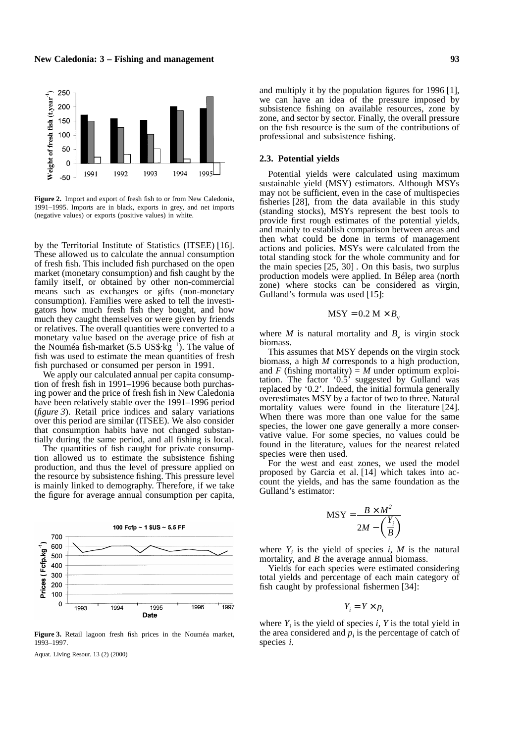**Figure 2.** Import and export of fresh fish to or from New Caledonia, 1991–1995. Imports are in black, exports in grey, and net imports (negative values) or exports (positive values) in white.

by the Territorial Institute of Statistics (ITSEE) [16]. These allowed us to calculate the annual consumption of fresh fish. This included fish purchased on the open market (monetary consumption) and fish caught by the family itself, or obtained by other non-commercial means such as exchanges or gifts (non-monetary consumption). Families were asked to tell the investigators how much fresh fish they bought, and how much they caught themselves or were given by friends or relatives. The overall quantities were converted to a monetary value based on the average price of fish at the Nouméa fish-market (5.5 US$·kg$^{-1}$). The value of fish was used to estimate the mean quantities of fresh fish purchased or consumed per person in 1991.

We apply our calculated annual per capita consumption of fresh fish in 1991–1996 because both purchasing power and the price of fresh fish in New Caledonia have been relatively stable over the 1991–1996 period (*figure 3*). Retail price indices and salary variations over this period are similar (ITSEE). We also consider that consumption habits have not changed substantially during the same period, and all fishing is local.

The quantities of fish caught for private consumption allowed us to estimate the subsistence fishing production, and thus the level of pressure applied on the resource by subsistence fishing. This pressure level is mainly linked to demography. Therefore, if we take the figure for average annual consumption per capita,

**Figure 3.** Retail lagoon fresh fish prices in the Nouméa market, 1993–1997.

and multiply it by the population figures for 1996 [1], we can have an idea of the pressure imposed by subsistence fishing on available resources, zone by zone, and sector by sector. Finally, the overall pressure on the fish resource is the sum of the contributions of professional and subsistence fishing.

### 2.3. Potential yields

Potential yields were calculated using maximum sustainable yield (MSY) estimators. Although MSYs may not be sufficient, even in the case of multispecies fisheries [28], from the data available in this study (standing stocks), MSYs represent the best tools to provide first rough estimates of the potential yields, and mainly to establish comparison between areas and then what could be done in terms of management actions and policies. MSYs were calculated from the total standing stock for the whole community and for the main species [25, 30] . On this basis, two surplus production models were applied. In Bélep area (north zone) where stocks can be considered as virgin, Gulland's formula was used [15]:

$$\text{MSY} = 0.2 \text{ M} \times B_{\text{v}}$$

where $M$ is natural mortality and $B_{\text{v}}$ is virgin stock biomass.

This assumes that MSY depends on the virgin stock biomass, a high $M$ corresponds to a high production, and $F$ (fishing mortality) = $M$ under optimum exploitation. The factor '0.5' suggested by Gulland was replaced by '0.2'. Indeed, the initial formula generally overestimates MSY by a factor of two to three. Natural mortality values were found in the literature [24]. When there was more than one value for the same species, the lower one gave generally a more conservative value. For some species, no values could be found in the literature, values for the nearest related species were then used.

For the west and east zones, we used the model proposed by Garcia et al. [14] which takes into account the yields, and has the same foundation as the Gulland's estimator:

$$\text{MSY} = \frac{B \times M^2}{2M - \left(\dfrac{Y_i}{B}\right)}$$

where $Y_i$ is the yield of species $i$, $M$ is the natural mortality, and $B$ the average annual biomass.

Yields for each species were estimated considering total yields and percentage of each main category of fish caught by professional fishermen [34]:

$$Y_i = Y \times p_i$$

where $Y_i$ is the yield of species $i$, $Y$ is the total yield in the area considered and $p_i$ is the percentage of catch of species $i$.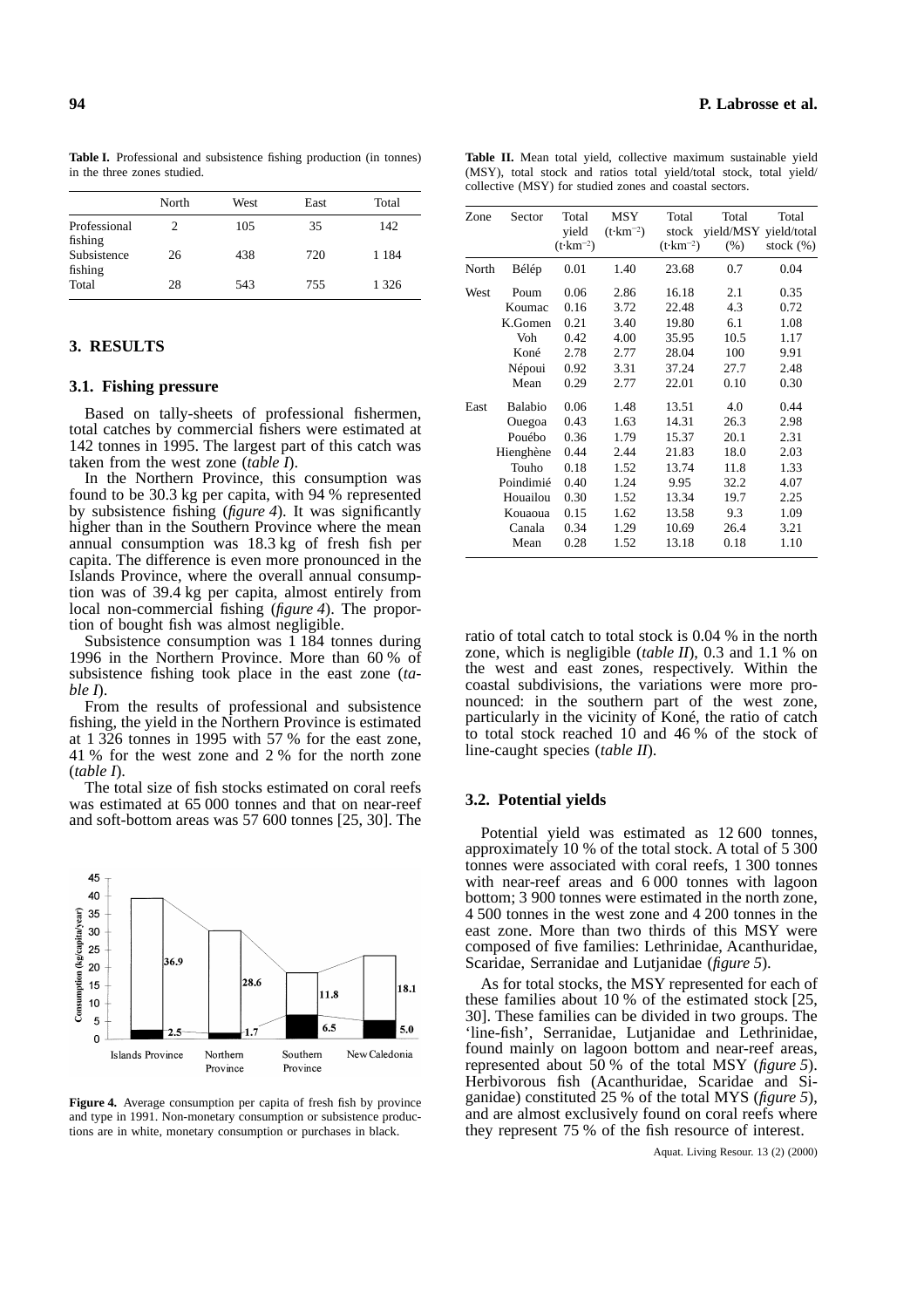**Table I.** Professional and subsistence fishing production (in tonnes) in the three zones studied.

| | North | West | East | Total |
|---|---|---|---|---|
| Professional fishing | 2 | 105 | 35 | 142 |
| Subsistence fishing | 26 | 438 | 720 | 1 184 |
| Total | 28 | 543 | 755 | 1 326 |

## 3. RESULTS

### 3.1. Fishing pressure

Based on tally-sheets of professional fishermen, total catches by commercial fishers were estimated at 142 tonnes in 1995. The largest part of this catch was taken from the west zone (*table I*).

In the Northern Province, this consumption was found to be 30.3 kg per capita, with 94 % represented by subsistence fishing (*figure 4*). It was significantly higher than in the Southern Province where the mean annual consumption was 18.3 kg of fresh fish per capita. The difference is even more pronounced in the Islands Province, where the overall annual consumption was of 39.4 kg per capita, almost entirely from local non-commercial fishing (*figure 4*). The proportion of bought fish was almost negligible.

Subsistence consumption was 1 184 tonnes during 1996 in the Northern Province. More than 60 % of subsistence fishing took place in the east zone (*table I*).

From the results of professional and subsistence fishing, the yield in the Northern Province is estimated at 1 326 tonnes in 1995 with 57 % for the east zone, 41 % for the west zone and 2 % for the north zone (*table I*).

The total size of fish stocks estimated on coral reefs was estimated at 65 000 tonnes and that on near-reef and soft-bottom areas was 57 600 tonnes [25, 30]. The ratio of total catch to total stock is 0.04 % in the north zone, which is negligible (*table II*), 0.3 and 1.1 % on the west and east zones, respectively. Within the coastal subdivisions, the variations were more pronounced: in the southern part of the west zone, particularly in the vicinity of Koné, the ratio of catch to total stock reached 10 and 46 % of the stock of line-caught species (*table II*).

**Figure 4.** Average consumption per capita of fresh fish by province and type in 1991. Non-monetary consumption or subsistence productions are in white, monetary consumption or purchases in black.

**Table II.** Mean total yield, collective maximum sustainable yield (MSY), total stock and ratios total yield/total stock, total yield/collective (MSY) for studied zones and coastal sectors.

| Zone | Sector | Total yield ($t \cdot km^{-2}$) | MSY ($t \cdot km^{-2}$) | Total stock ($t \cdot km^{-2}$) | Total yield/MSY (%) | Total yield/total stock (%) |
|---|---|---|---|---|---|---|
| North | Bélép | 0.01 | 1.40 | 23.68 | 0.7 | 0.04 |
| West | Poum | 0.06 | 2.86 | 16.18 | 2.1 | 0.35 |
| | Koumac | 0.16 | 3.72 | 22.48 | 4.3 | 0.72 |
| | K.Gomen | 0.21 | 3.40 | 19.80 | 6.1 | 1.08 |
| | Voh | 0.42 | 4.00 | 35.95 | 10.5 | 1.17 |
| | Koné | 2.78 | 2.77 | 28.04 | 100 | 9.91 |
| | Népoui | 0.92 | 3.31 | 37.24 | 27.7 | 2.48 |
| | Mean | 0.29 | 2.77 | 22.01 | 0.10 | 0.30 |
| East | Balabio | 0.06 | 1.48 | 13.51 | 4.0 | 0.44 |
| | Ouegoa | 0.43 | 1.63 | 14.31 | 26.3 | 2.98 |
| | Pouébo | 0.36 | 1.79 | 15.37 | 20.1 | 2.31 |
| | Hienghène | 0.44 | 2.44 | 21.83 | 18.0 | 2.03 |
| | Touho | 0.18 | 1.52 | 13.74 | 11.8 | 1.33 |
| | Poindimié | 0.40 | 1.24 | 9.95 | 32.2 | 4.07 |
| | Houailou | 0.30 | 1.52 | 13.34 | 19.7 | 2.25 |
| | Kouaoua | 0.15 | 1.62 | 13.58 | 9.3 | 1.09 |
| | Canala | 0.34 | 1.29 | 10.69 | 26.4 | 3.21 |
| | Mean | 0.28 | 1.52 | 13.18 | 0.18 | 1.10 |

### 3.2. Potential yields

Potential yield was estimated as 12 600 tonnes, approximately 10 % of the total stock. A total of 5 300 tonnes were associated with coral reefs, 1 300 tonnes with near-reef areas and 6 000 tonnes with lagoon bottom; 3 900 tonnes were estimated in the north zone, 4 500 tonnes in the west zone and 4 200 tonnes in the east zone. More than two thirds of this MSY were composed of five families: Lethrinidae, Acanthuridae, Scaridae, Serranidae and Lutjanidae (*figure 5*).

As for total stocks, the MSY represented for each of these families about 10 % of the estimated stock [25, 30]. These families can be divided in two groups. The 'line-fish', Serranidae, Lutjanidae and Lethrinidae, found mainly on lagoon bottom and near-reef areas, represented about 50 % of the total MSY (*figure 5*). Herbivorous fish (Acanthuridae, Scaridae and Siganidae) constituted 25 % of the total MYS (*figure 5*), and are almost exclusively found on coral reefs where they represent 75 % of the fish resource of interest.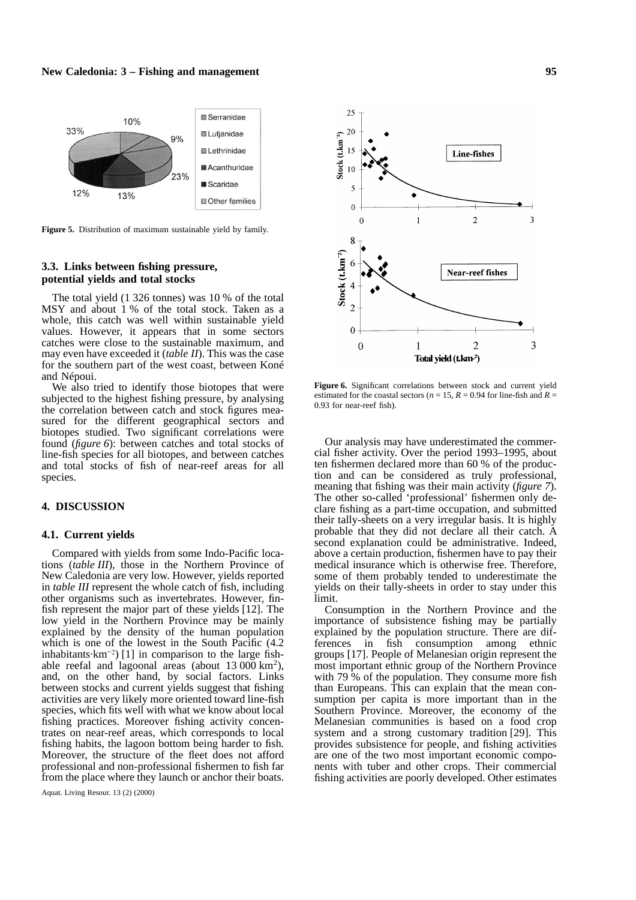**Figure 5.** Distribution of maximum sustainable yield by family.

### 3.3. Links between fishing pressure, potential yields and total stocks

The total yield (1 326 tonnes) was 10 % of the total MSY and about 1 % of the total stock. Taken as a whole, this catch was well within sustainable yield values. However, it appears that in some sectors catches were close to the sustainable maximum, and may even have exceeded it (*table II*). This was the case for the southern part of the west coast, between Koné and Népoui.

We also tried to identify those biotopes that were subjected to the highest fishing pressure, by analysing the correlation between catch and stock figures measured for the different geographical sectors and biotopes studied. Two significant correlations were found (*figure 6*): between catches and total stocks of line-fish species for all biotopes, and between catches and total stocks of fish of near-reef areas for all species.

## 4. DISCUSSION

### 4.1. Current yields

Compared with yields from some Indo-Pacific locations (*table III*), those in the Northern Province of New Caledonia are very low. However, yields reported in *table III* represent the whole catch of fish, including other organisms such as invertebrates. However, finfish represent the major part of these yields [12]. The low yield in the Northern Province may be mainly explained by the density of the human population which is one of the lowest in the South Pacific (4.2 inhabitants·km$^{-2}$) [1] in comparison to the large fishable reefal and lagoonal areas (about 13 000 km$^2$), and, on the other hand, by social factors. Links between stocks and current yields suggest that fishing activities are very likely more oriented toward line-fish species, which fits well with what we know about local fishing practices. Moreover fishing activity concentrates on near-reef areas, which corresponds to local fishing habits, the lagoon bottom being harder to fish. Moreover, the structure of the fleet does not afford professional and non-professional fishermen to fish far from the place where they launch or anchor their boats.

**Figure 6.** Significant correlations between stock and current yield estimated for the coastal sectors ($n = 15$, $R = 0.94$ for line-fish and $R = 0.93$ for near-reef fish).

Our analysis may have underestimated the commercial fisher activity. Over the period 1993–1995, about ten fishermen declared more than 60 % of the production and can be considered as truly professional, meaning that fishing was their main activity (*figure 7*). The other so-called 'professional' fishermen only declare fishing as a part-time occupation, and submitted their tally-sheets on a very irregular basis. It is highly probable that they did not declare all their catch. A second explanation could be administrative. Indeed, above a certain production, fishermen have to pay their medical insurance which is otherwise free. Therefore, some of them probably tended to underestimate the yields on their tally-sheets in order to stay under this limit.

Consumption in the Northern Province and the importance of subsistence fishing may be partially explained by the population structure. There are differences in fish consumption among ethnic groups [17]. People of Melanesian origin represent the most important ethnic group of the Northern Province with 79 % of the population. They consume more fish than Europeans. This can explain that the mean consumption per capita is more important than in the Southern Province. Moreover, the economy of the Melanesian communities is based on a food crop system and a strong customary tradition [29]. This provides subsistence for people, and fishing activities are one of the two most important economic components with tuber and other crops. Their commercial fishing activities are poorly developed. Other estimates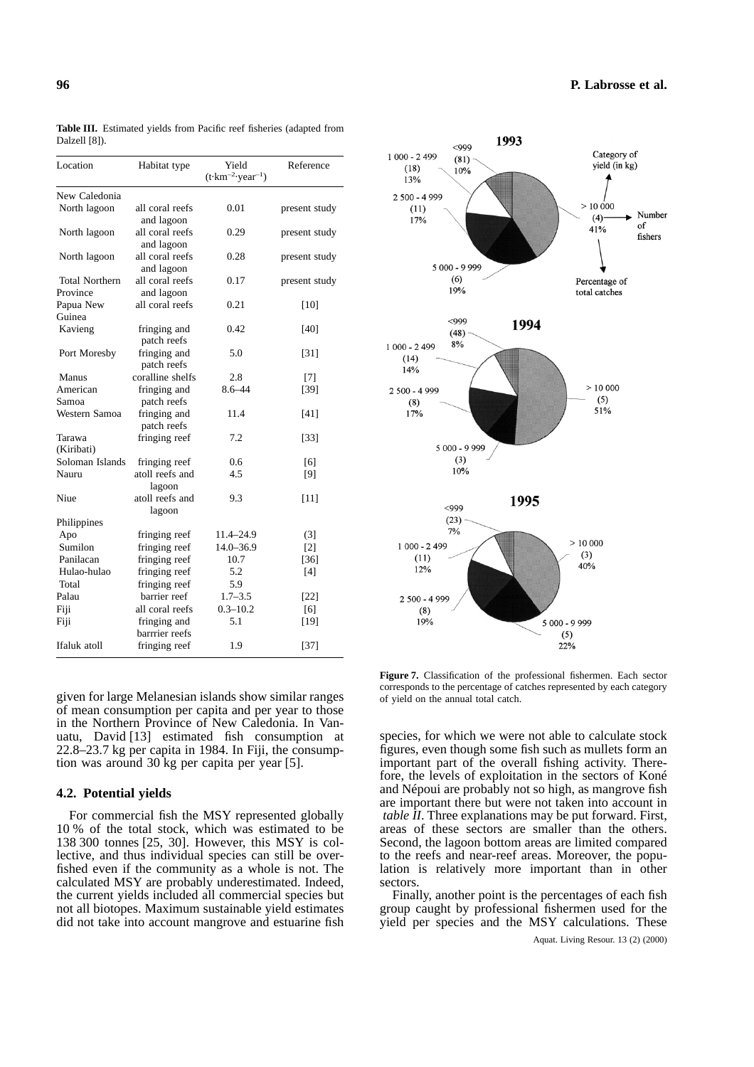**Table III.** Estimated yields from Pacific reef fisheries (adapted from Dalzell [8]).

| Location | Habitat type | Yield ($t \cdot km^{-2} \cdot year^{-1}$) | Reference |
|---|---|---|---|
| New Caledonia | | | |
| North lagoon | all coral reefs and lagoon | 0.01 | present study |
| North lagoon | all coral reefs and lagoon | 0.29 | present study |
| North lagoon | all coral reefs and lagoon | 0.28 | present study |
| Total Northern Province | all coral reefs and lagoon | 0.17 | present study |
| Papua New Guinea | all coral reefs | 0.21 | [10] |
| Kavieng | fringing and patch reefs | 0.42 | [40] |
| Port Moresby | fringing and patch reefs | 5.0 | [31] |
| Manus | coralline shelfs | 2.8 | [7] |
| American Samoa | fringing and patch reefs | 8.6–44 | [39] |
| Western Samoa | fringing and patch reefs | 11.4 | [41] |
| Tarawa (Kiribati) | fringing reef | 7.2 | [33] |
| Soloman Islands | fringing reef | 0.6 | [6] |
| Nauru | atoll reefs and lagoon | 4.5 | [9] |
| Niue | atoll reefs and lagoon | 9.3 | [11] |
| Philippines | | | |
| Apo | fringing reef | 11.4–24.9 | [3] |
| Sumilon | fringing reef | 14.0–36.9 | [2] |
| Panilacan | fringing reef | 10.7 | [36] |
| Hulao-hulao | fringing reef | 5.2 | [4] |
| Total | fringing reef | 5.9 | |
| Palau | barrier reef | 1.7–3.5 | [22] |
| Fiji | all coral reefs | 0.3–10.2 | [6] |
| Fiji | fringing and barrrier reefs | 5.1 | [19] |
| Ifaluk atoll | fringing reef | 1.9 | [37] |

given for large Melanesian islands show similar ranges of mean consumption per capita and per year to those in the Northern Province of New Caledonia. In Vanuatu, David [13] estimated fish consumption at 22.8–23.7 kg per capita in 1984. In Fiji, the consumption was around 30 kg per capita per year [5].

### 4.2. Potential yields

For commercial fish the MSY represented globally 10 % of the total stock, which was estimated to be 138 300 tonnes [25, 30]. However, this MSY is collective, and thus individual species can still be overfished even if the community as a whole is not. The calculated MSY are probably underestimated. Indeed, the current yields included all commercial species but not all biotopes. Maximum sustainable yield estimates did not take into account mangrove and estuarine fish species, for which we were not able to calculate stock figures, even though some fish such as mullets form an important part of the overall fishing activity. Therefore, the levels of exploitation in the sectors of Koné and Népoui are probably not so high, as mangrove fish are important there but were not taken into account in *table II*. Three explanations may be put forward. First, areas of these sectors are smaller than the others. Second, the lagoon bottom areas are limited compared to the reefs and near-reef areas. Moreover, the population is relatively more important than in other sectors.

Finally, another point is the percentages of each fish group caught by professional fishermen used for the yield per species and the MSY calculations. These

**Figure 7.** Classification of the professional fishermen. Each sector corresponds to the percentage of catches represented by each category of yield on the annual total catch.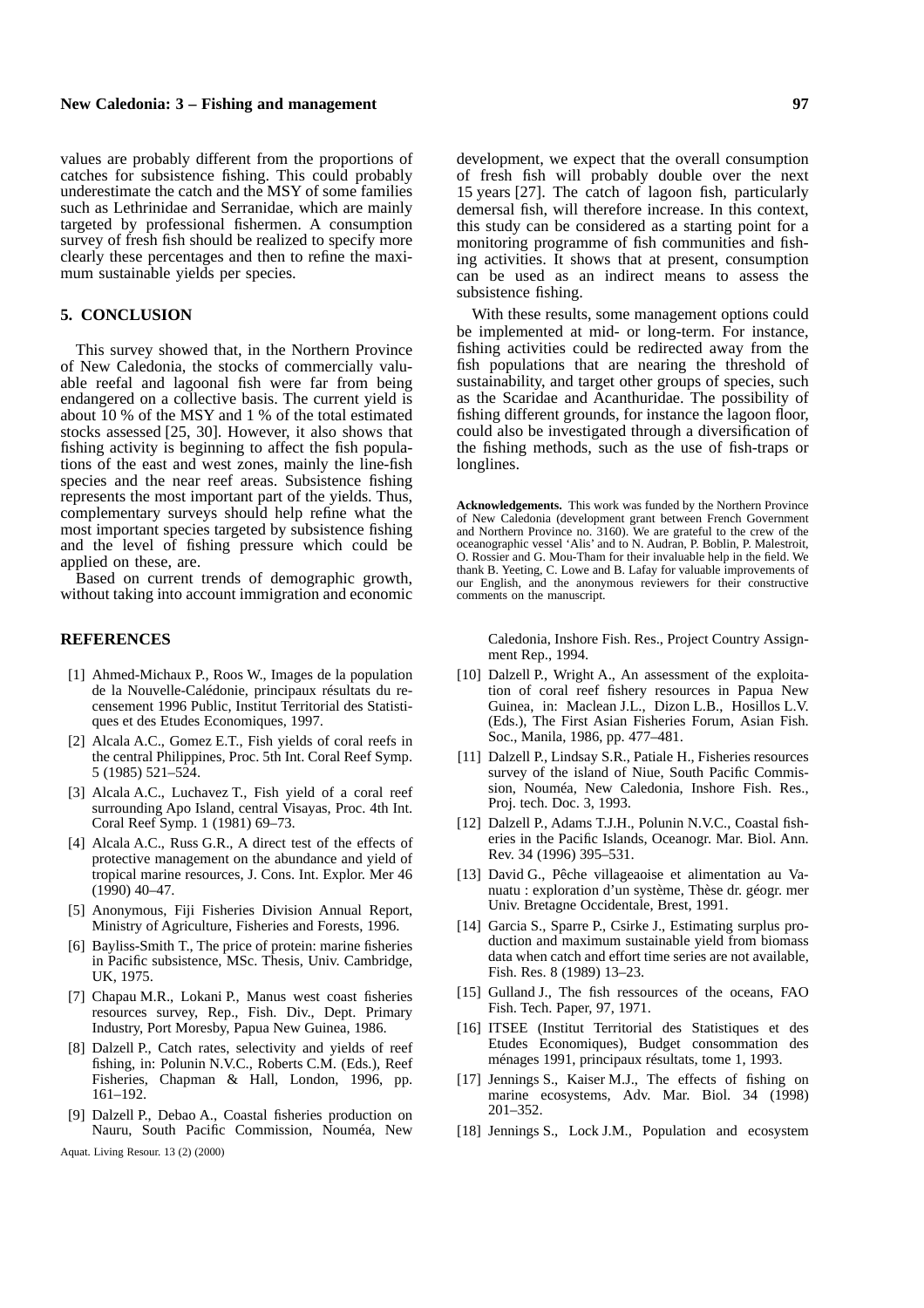values are probably different from the proportions of catches for subsistence fishing. This could probably underestimate the catch and the MSY of some families such as Lethrinidae and Serranidae, which are mainly targeted by professional fishermen. A consumption survey of fresh fish should be realized to specify more clearly these percentages and then to refine the maximum sustainable yields per species.

## 5. CONCLUSION

This survey showed that, in the Northern Province of New Caledonia, the stocks of commercially valuable reefal and lagoonal fish were far from being endangered on a collective basis. The current yield is about 10 % of the MSY and 1 % of the total estimated stocks assessed [25, 30]. However, it also shows that fishing activity is beginning to affect the fish populations of the east and west zones, mainly the line-fish species and the near reef areas. Subsistence fishing represents the most important part of the yields. Thus, complementary surveys should help refine what the most important species targeted by subsistence fishing and the level of fishing pressure which could be applied on these, are.

Based on current trends of demographic growth, without taking into account immigration and economic development, we expect that the overall consumption of fresh fish will probably double over the next 15 years [27]. The catch of lagoon fish, particularly demersal fish, will therefore increase. In this context, this study can be considered as a starting point for a monitoring programme of fish communities and fishing activities. It shows that at present, consumption can be used as an indirect means to assess the subsistence fishing.

With these results, some management options could be implemented at mid- or long-term. For instance, fishing activities could be redirected away from the fish populations that are nearing the threshold of sustainability, and target other groups of species, such as the Scaridae and Acanthuridae. The possibility of fishing different grounds, for instance the lagoon floor, could also be investigated through a diversification of the fishing methods, such as the use of fish-traps or longlines.

**Acknowledgements.** This work was funded by the Northern Province of New Caledonia (development grant between French Government and Northern Province no. 3160). We are grateful to the crew of the oceanographic vessel 'Alis' and to N. Audran, P. Boblin, P. Malestroit, O. Rossier and G. Mou-Tham for their invaluable help in the field. We thank B. Yeeting, C. Lowe and B. Lafay for valuable improvements of our English, and the anonymous reviewers for their constructive comments on the manuscript.

## REFERENCES

[1] Ahmed-Michaux P., Roos W., Images de la population de la Nouvelle-Calédonie, principaux résultats du recensement 1996 Public, Institut Territorial des Statistiques et des Etudes Economiques, 1997.

[2] Alcala A.C., Gomez E.T., Fish yields of coral reefs in the central Philippines, Proc. 5th Int. Coral Reef Symp. 5 (1985) 521–524.

[3] Alcala A.C., Luchavez T., Fish yield of a coral reef surrounding Apo Island, central Visayas, Proc. 4th Int. Coral Reef Symp. 1 (1981) 69–73.

[4] Alcala A.C., Russ G.R., A direct test of the effects of protective management on the abundance and yield of tropical marine resources, J. Cons. Int. Explor. Mer 46 (1990) 40–47.

[5] Anonymous, Fiji Fisheries Division Annual Report, Ministry of Agriculture, Fisheries and Forests, 1996.

[6] Bayliss-Smith T., The price of protein: marine fisheries in Pacific subsistence, MSc. Thesis, Univ. Cambridge, UK, 1975.

[7] Chapau M.R., Lokani P., Manus west coast fisheries resources survey, Rep., Fish. Div., Dept. Primary Industry, Port Moresby, Papua New Guinea, 1986.

[8] Dalzell P., Catch rates, selectivity and yields of reef fishing, in: Polunin N.V.C., Roberts C.M. (Eds.), Reef Fisheries, Chapman & Hall, London, 1996, pp. 161–192.

[9] Dalzell P., Debao A., Coastal fisheries production on Nauru, South Pacific Commission, Nouméa, New Caledonia, Inshore Fish. Res., Project Country Assignment Rep., 1994.

[10] Dalzell P., Wright A., An assessment of the exploitation of coral reef fishery resources in Papua New Guinea, in: Maclean J.L., Dizon L.B., Hosillos L.V. (Eds.), The First Asian Fisheries Forum, Asian Fish. Soc., Manila, 1986, pp. 477–481.

[11] Dalzell P., Lindsay S.R., Patiale H., Fisheries resources survey of the island of Niue, South Pacific Commission, Nouméa, New Caledonia, Inshore Fish. Res., Proj. tech. Doc. 3, 1993.

[12] Dalzell P., Adams T.J.H., Polunin N.V.C., Coastal fisheries in the Pacific Islands, Oceanogr. Mar. Biol. Ann. Rev. 34 (1996) 395–531.

[13] David G., Pêche villageaoise et alimentation au Vanuatu : exploration d'un système, Thèse dr. géogr. mer Univ. Bretagne Occidentale, Brest, 1991.

[14] Garcia S., Sparre P., Csirke J., Estimating surplus production and maximum sustainable yield from biomass data when catch and effort time series are not available, Fish. Res. 8 (1989) 13–23.

[15] Gulland J., The fish ressources of the oceans, FAO Fish. Tech. Paper, 97, 1971.

[16] ITSEE (Institut Territorial des Statistiques et des Etudes Economiques), Budget consommation des ménages 1991, principaux résultats, tome 1, 1993.

[17] Jennings S., Kaiser M.J., The effects of fishing on marine ecosystems, Adv. Mar. Biol. 34 (1998) 201–352.

[18] Jennings S., Lock J.M., Population and ecosystem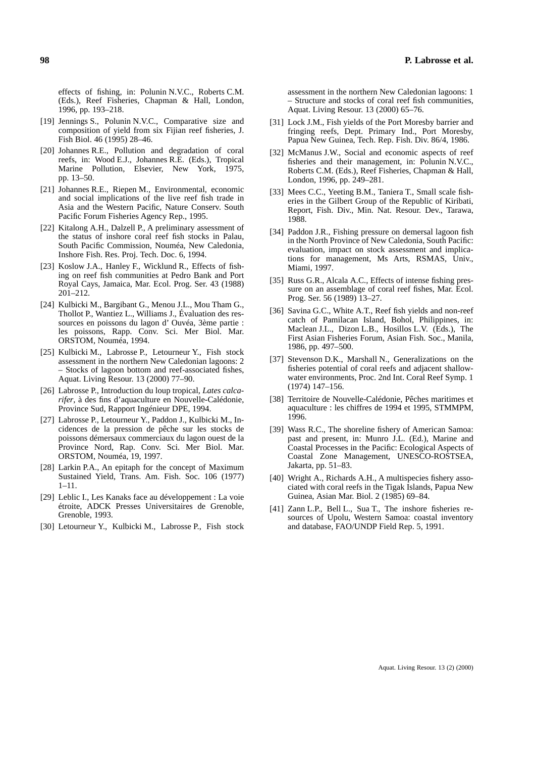effects of fishing, in: Polunin N.V.C., Roberts C.M. (Eds.), Reef Fisheries, Chapman & Hall, London, 1996, pp. 193–218.

[19] Jennings S., Polunin N.V.C., Comparative size and composition of yield from six Fijian reef fisheries, J. Fish Biol. 46 (1995) 28–46.

[20] Johannes R.E., Pollution and degradation of coral reefs, in: Wood E.J., Johannes R.E. (Eds.), Tropical Marine Pollution, Elsevier, New York, 1975, pp. 13–50.

[21] Johannes R.E., Riepen M., Environmental, economic and social implications of the live reef fish trade in Asia and the Western Pacific, Nature Conserv. South Pacific Forum Fisheries Agency Rep., 1995.

[22] Kitalong A.H., Dalzell P., A preliminary assessment of the status of inshore coral reef fish stocks in Palau, South Pacific Commission, Nouméa, New Caledonia, Inshore Fish. Res. Proj. Tech. Doc. 6, 1994.

[23] Koslow J.A., Hanley F., Wicklund R., Effects of fishing on reef fish communities at Pedro Bank and Port Royal Cays, Jamaica, Mar. Ecol. Prog. Ser. 43 (1988) 201–212.

[24] Kulbicki M., Bargibant G., Menou J.L., Mou Tham G., Thollot P., Wantiez L., Williams J., Évaluation des ressources en poissons du lagon d' Ouvéa, 3ème partie : les poissons, Rapp. Conv. Sci. Mer Biol. Mar. ORSTOM, Nouméa, 1994.

[25] Kulbicki M., Labrosse P., Letourneur Y., Fish stock assessment in the northern New Caledonian lagoons: 2 – Stocks of lagoon bottom and reef-associated fishes, Aquat. Living Resour. 13 (2000) 77–90.

[26] Labrosse P., Introduction du loup tropical, *Lates calcarifer*, à des fins d'aquaculture en Nouvelle-Calédonie, Province Sud, Rapport Ingénieur DPE, 1994.

[27] Labrosse P., Letourneur Y., Paddon J., Kulbicki M., Incidences de la pression de pêche sur les stocks de poissons démersaux commerciaux du lagon ouest de la Province Nord, Rap. Conv. Sci. Mer Biol. Mar. ORSTOM, Nouméa, 19, 1997.

[28] Larkin P.A., An epitaph for the concept of Maximum Sustained Yield, Trans. Am. Fish. Soc. 106 (1977) 1–11.

[29] Leblic I., Les Kanaks face au développement : La voie étroite, ADCK Presses Universitaires de Grenoble, Grenoble, 1993.

[30] Letourneur Y., Kulbicki M., Labrosse P., Fish stock assessment in the northern New Caledonian lagoons: 1 – Structure and stocks of coral reef fish communities, Aquat. Living Resour. 13 (2000) 65–76.

[31] Lock J.M., Fish yields of the Port Moresby barrier and fringing reefs, Dept. Primary Ind., Port Moresby, Papua New Guinea, Tech. Rep. Fish. Div. 86/4, 1986.

[32] McManus J.W., Social and economic aspects of reef fisheries and their management, in: Polunin N.V.C., Roberts C.M. (Eds.), Reef Fisheries, Chapman & Hall, London, 1996, pp. 249–281.

[33] Mees C.C., Yeeting B.M., Taniera T., Small scale fisheries in the Gilbert Group of the Republic of Kiribati, Report, Fish. Div., Min. Nat. Resour. Dev., Tarawa, 1988.

[34] Paddon J.R., Fishing pressure on demersal lagoon fish in the North Province of New Caledonia, South Pacific: evaluation, impact on stock assessment and implications for management, Ms Arts, RSMAS, Univ., Miami, 1997.

[35] Russ G.R., Alcala A.C., Effects of intense fishing pressure on an assemblage of coral reef fishes, Mar. Ecol. Prog. Ser. 56 (1989) 13–27.

[36] Savina G.C., White A.T., Reef fish yields and non-reef catch of Pamilacan Island, Bohol, Philippines, in: Maclean J.L., Dizon L.B., Hosillos L.V. (Eds.), The First Asian Fisheries Forum, Asian Fish. Soc., Manila, 1986, pp. 497–500.

[37] Stevenson D.K., Marshall N., Generalizations on the fisheries potential of coral reefs and adjacent shallow-water environments, Proc. 2nd Int. Coral Reef Symp. 1 (1974) 147–156.

[38] Territoire de Nouvelle-Calédonie, Pêches maritimes et aquaculture : les chiffres de 1994 et 1995, STMMPM, 1996.

[39] Wass R.C., The shoreline fishery of American Samoa: past and present, in: Munro J.L. (Ed.), Marine and Coastal Processes in the Pacific: Ecological Aspects of Coastal Zone Management, UNESCO-ROSTSEA, Jakarta, pp. 51–83.

[40] Wright A., Richards A.H., A multispecies fishery associated with coral reefs in the Tigak Islands, Papua New Guinea, Asian Mar. Biol. 2 (1985) 69–84.

[41] Zann L.P., Bell L., Sua T., The inshore fisheries resources of Upolu, Western Samoa: coastal inventory and database, FAO/UNDP Field Rep. 5, 1991.